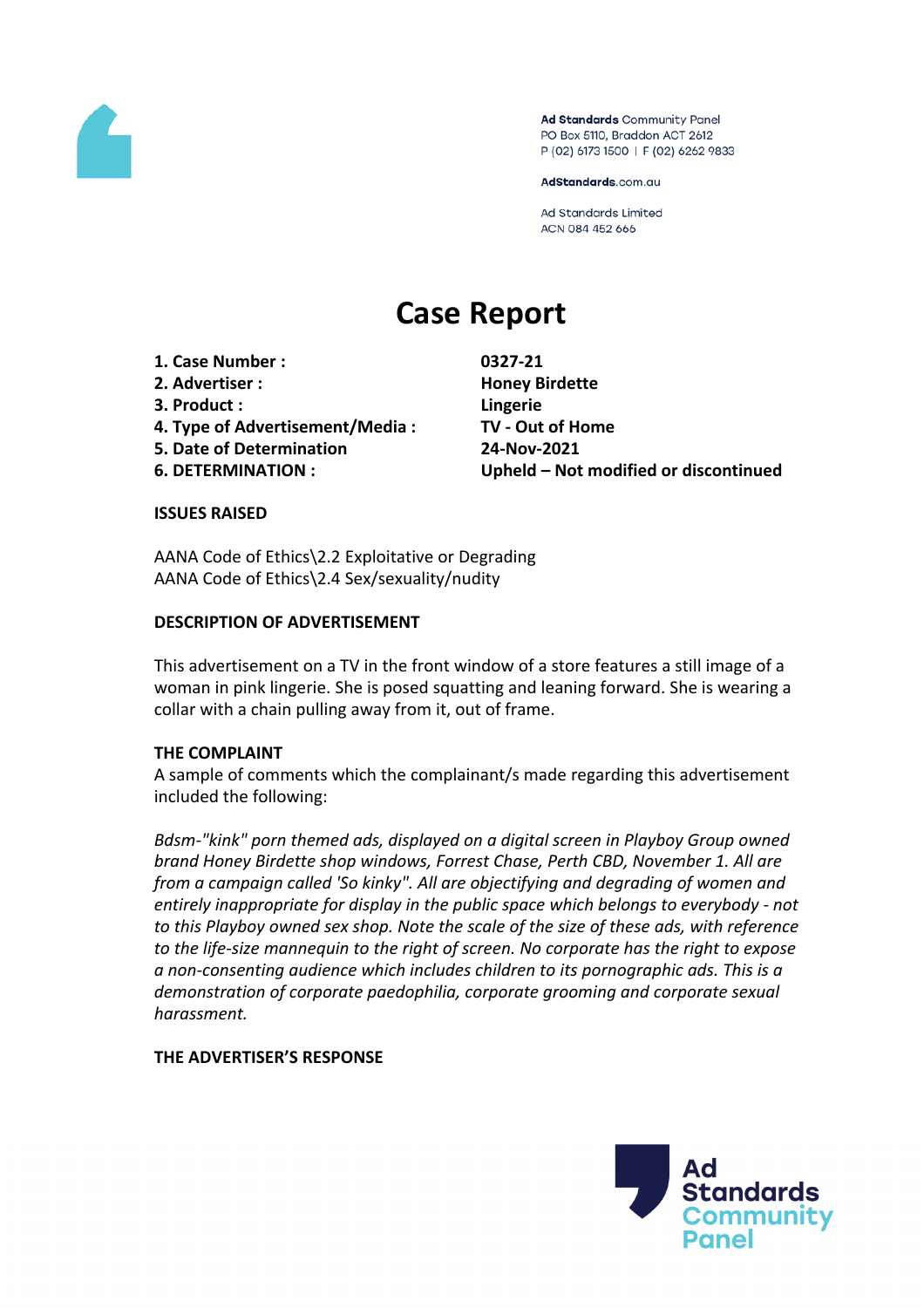Ad Standards Community Panel
PO Box 5110, Braddon ACT 2612
P (02) 6173 1500 | F (02) 6262 9833

AdStandards.com.au

Ad Standards Limited
ACN 084 452 666

# Case Report

| | |
|---|---|
| **1. Case Number :** | **0327-21** |
| **2. Advertiser :** | **Honey Birdette** |
| **3. Product :** | **Lingerie** |
| **4. Type of Advertisement/Media :** | **TV - Out of Home** |
| **5. Date of Determination** | **24-Nov-2021** |
| **6. DETERMINATION :** | **Upheld – Not modified or discontinued** |

**ISSUES RAISED**

AANA Code of Ethics\2.2 Exploitative or Degrading
AANA Code of Ethics\2.4 Sex/sexuality/nudity

**DESCRIPTION OF ADVERTISEMENT**

This advertisement on a TV in the front window of a store features a still image of a woman in pink lingerie. She is posed squatting and leaning forward. She is wearing a collar with a chain pulling away from it, out of frame.

**THE COMPLAINT**

A sample of comments which the complainant/s made regarding this advertisement included the following:

*Bdsm-"kink" porn themed ads, displayed on a digital screen in Playboy Group owned brand Honey Birdette shop windows, Forrest Chase, Perth CBD, November 1. All are from a campaign called 'So kinky". All are objectifying and degrading of women and entirely inappropriate for display in the public space which belongs to everybody - not to this Playboy owned sex shop. Note the scale of the size of these ads, with reference to the life-size mannequin to the right of screen. No corporate has the right to expose a non-consenting audience which includes children to its pornographic ads. This is a demonstration of corporate paedophilia, corporate grooming and corporate sexual harassment.*

**THE ADVERTISER'S RESPONSE**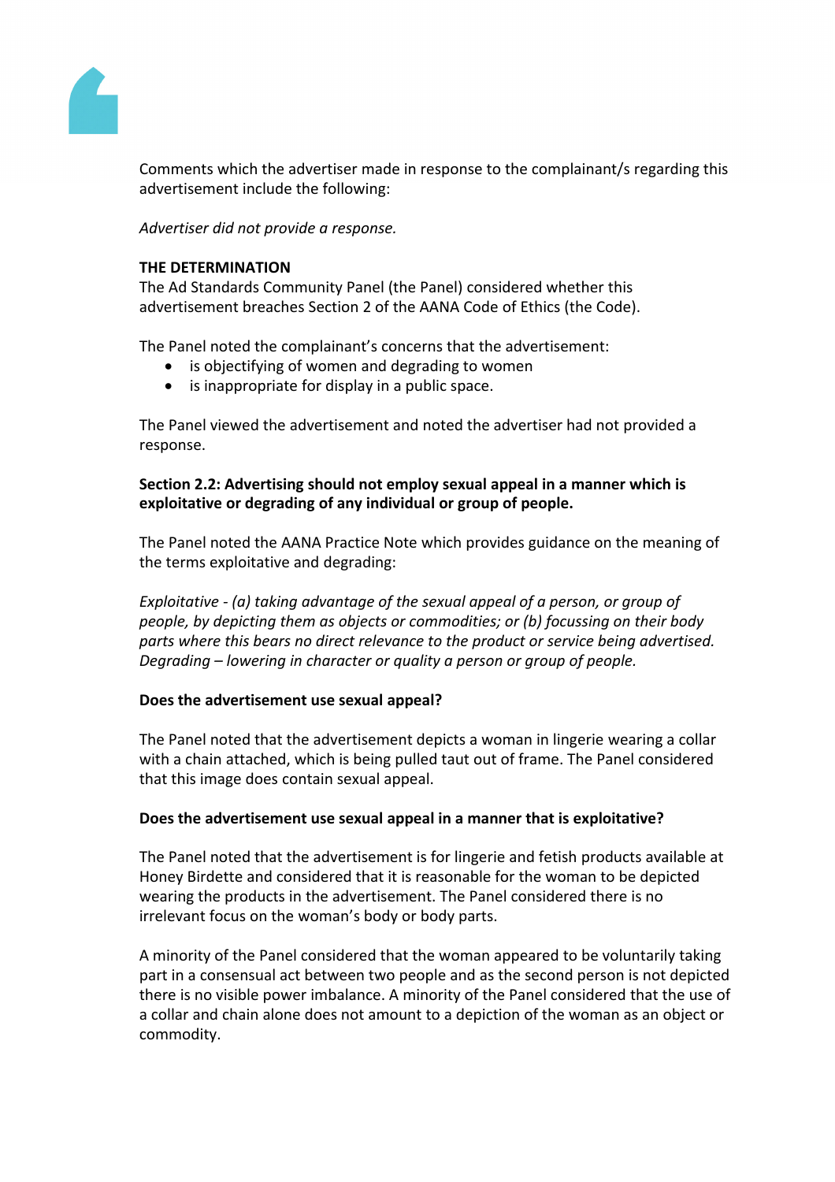Comments which the advertiser made in response to the complainant/s regarding this advertisement include the following:

*Advertiser did not provide a response.*

**THE DETERMINATION**

The Ad Standards Community Panel (the Panel) considered whether this advertisement breaches Section 2 of the AANA Code of Ethics (the Code).

The Panel noted the complainant's concerns that the advertisement:

- is objectifying of women and degrading to women
- is inappropriate for display in a public space.

The Panel viewed the advertisement and noted the advertiser had not provided a response.

**Section 2.2: Advertising should not employ sexual appeal in a manner which is exploitative or degrading of any individual or group of people.**

The Panel noted the AANA Practice Note which provides guidance on the meaning of the terms exploitative and degrading:

*Exploitative - (a) taking advantage of the sexual appeal of a person, or group of people, by depicting them as objects or commodities; or (b) focussing on their body parts where this bears no direct relevance to the product or service being advertised.*
*Degrading – lowering in character or quality a person or group of people.*

**Does the advertisement use sexual appeal?**

The Panel noted that the advertisement depicts a woman in lingerie wearing a collar with a chain attached, which is being pulled taut out of frame. The Panel considered that this image does contain sexual appeal.

**Does the advertisement use sexual appeal in a manner that is exploitative?**

The Panel noted that the advertisement is for lingerie and fetish products available at Honey Birdette and considered that it is reasonable for the woman to be depicted wearing the products in the advertisement. The Panel considered there is no irrelevant focus on the woman's body or body parts.

A minority of the Panel considered that the woman appeared to be voluntarily taking part in a consensual act between two people and as the second person is not depicted there is no visible power imbalance. A minority of the Panel considered that the use of a collar and chain alone does not amount to a depiction of the woman as an object or commodity.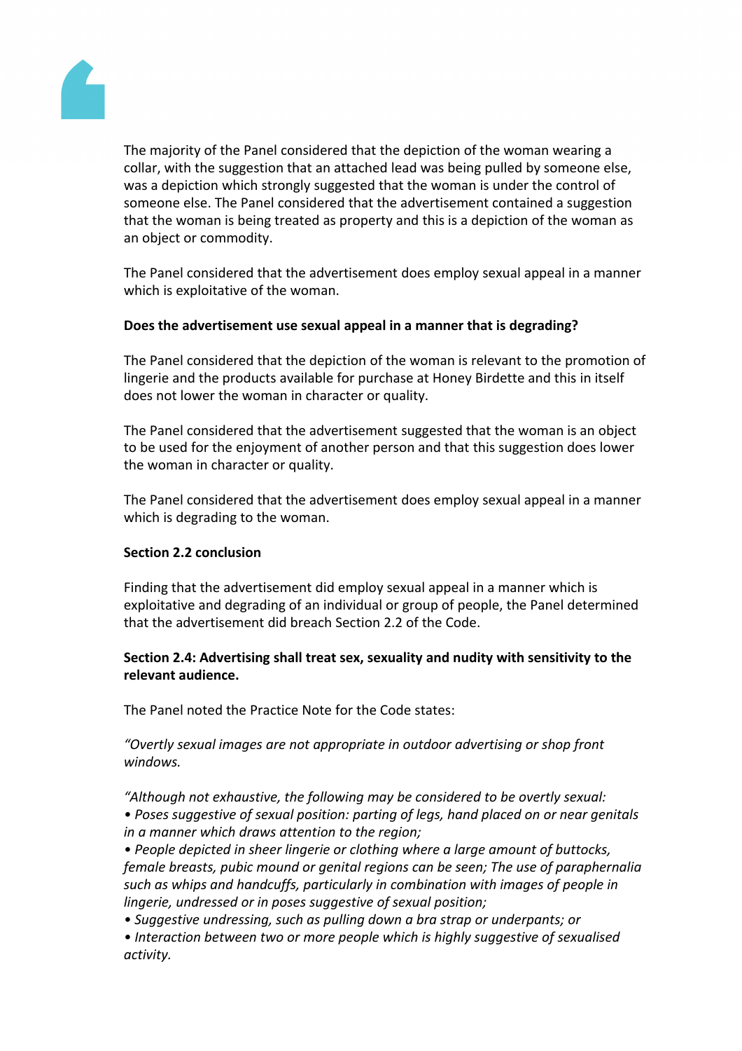The majority of the Panel considered that the depiction of the woman wearing a collar, with the suggestion that an attached lead was being pulled by someone else, was a depiction which strongly suggested that the woman is under the control of someone else. The Panel considered that the advertisement contained a suggestion that the woman is being treated as property and this is a depiction of the woman as an object or commodity.

The Panel considered that the advertisement does employ sexual appeal in a manner which is exploitative of the woman.

**Does the advertisement use sexual appeal in a manner that is degrading?**

The Panel considered that the depiction of the woman is relevant to the promotion of lingerie and the products available for purchase at Honey Birdette and this in itself does not lower the woman in character or quality.

The Panel considered that the advertisement suggested that the woman is an object to be used for the enjoyment of another person and that this suggestion does lower the woman in character or quality.

The Panel considered that the advertisement does employ sexual appeal in a manner which is degrading to the woman.

**Section 2.2 conclusion**

Finding that the advertisement did employ sexual appeal in a manner which is exploitative and degrading of an individual or group of people, the Panel determined that the advertisement did breach Section 2.2 of the Code.

**Section 2.4: Advertising shall treat sex, sexuality and nudity with sensitivity to the relevant audience.**

The Panel noted the Practice Note for the Code states:

*"Overtly sexual images are not appropriate in outdoor advertising or shop front windows.*

*"Although not exhaustive, the following may be considered to be overtly sexual:*
*• Poses suggestive of sexual position: parting of legs, hand placed on or near genitals in a manner which draws attention to the region;*
*• People depicted in sheer lingerie or clothing where a large amount of buttocks, female breasts, pubic mound or genital regions can be seen; The use of paraphernalia such as whips and handcuffs, particularly in combination with images of people in lingerie, undressed or in poses suggestive of sexual position;*
*• Suggestive undressing, such as pulling down a bra strap or underpants; or*
*• Interaction between two or more people which is highly suggestive of sexualised activity.*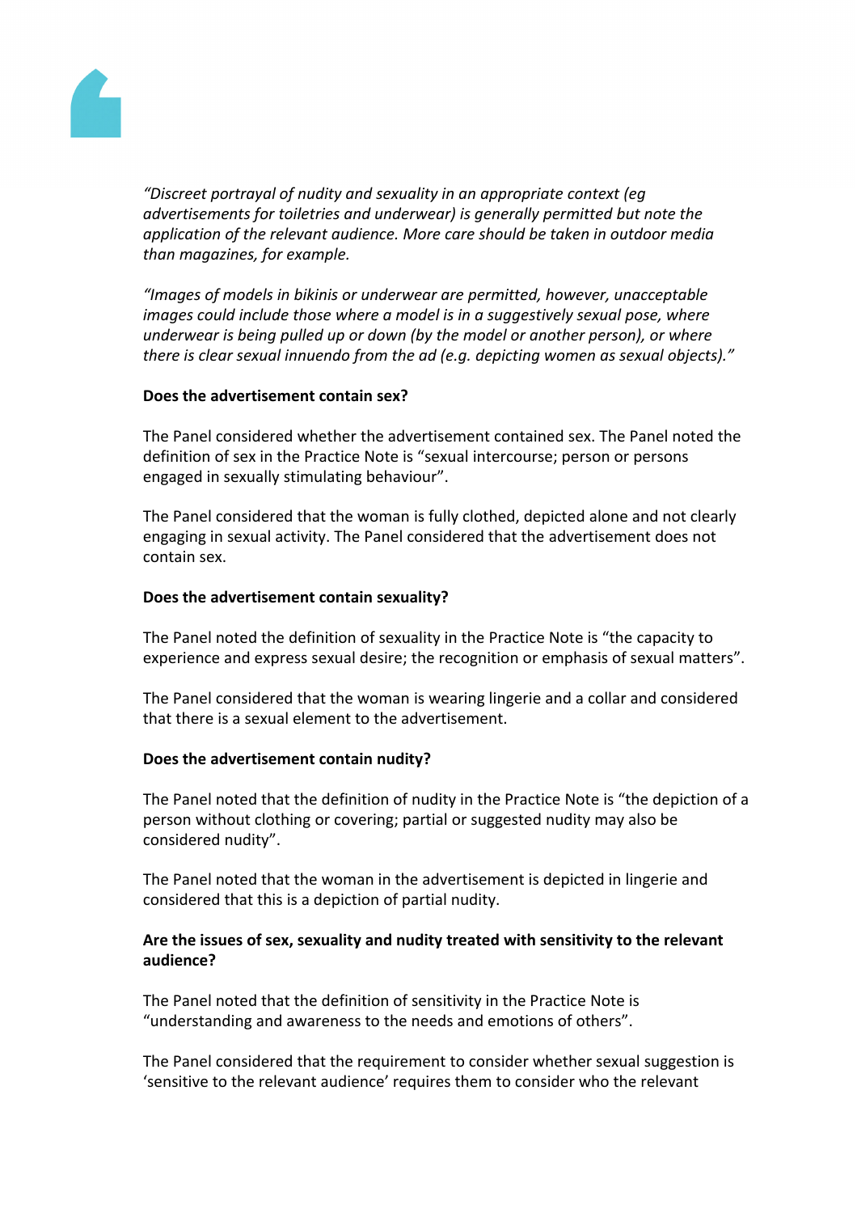*"Discreet portrayal of nudity and sexuality in an appropriate context (eg advertisements for toiletries and underwear) is generally permitted but note the application of the relevant audience. More care should be taken in outdoor media than magazines, for example.*

*"Images of models in bikinis or underwear are permitted, however, unacceptable images could include those where a model is in a suggestively sexual pose, where underwear is being pulled up or down (by the model or another person), or where there is clear sexual innuendo from the ad (e.g. depicting women as sexual objects)."*

**Does the advertisement contain sex?**

The Panel considered whether the advertisement contained sex. The Panel noted the definition of sex in the Practice Note is "sexual intercourse; person or persons engaged in sexually stimulating behaviour".

The Panel considered that the woman is fully clothed, depicted alone and not clearly engaging in sexual activity. The Panel considered that the advertisement does not contain sex.

**Does the advertisement contain sexuality?**

The Panel noted the definition of sexuality in the Practice Note is "the capacity to experience and express sexual desire; the recognition or emphasis of sexual matters".

The Panel considered that the woman is wearing lingerie and a collar and considered that there is a sexual element to the advertisement.

**Does the advertisement contain nudity?**

The Panel noted that the definition of nudity in the Practice Note is "the depiction of a person without clothing or covering; partial or suggested nudity may also be considered nudity".

The Panel noted that the woman in the advertisement is depicted in lingerie and considered that this is a depiction of partial nudity.

**Are the issues of sex, sexuality and nudity treated with sensitivity to the relevant audience?**

The Panel noted that the definition of sensitivity in the Practice Note is "understanding and awareness to the needs and emotions of others".

The Panel considered that the requirement to consider whether sexual suggestion is 'sensitive to the relevant audience' requires them to consider who the relevant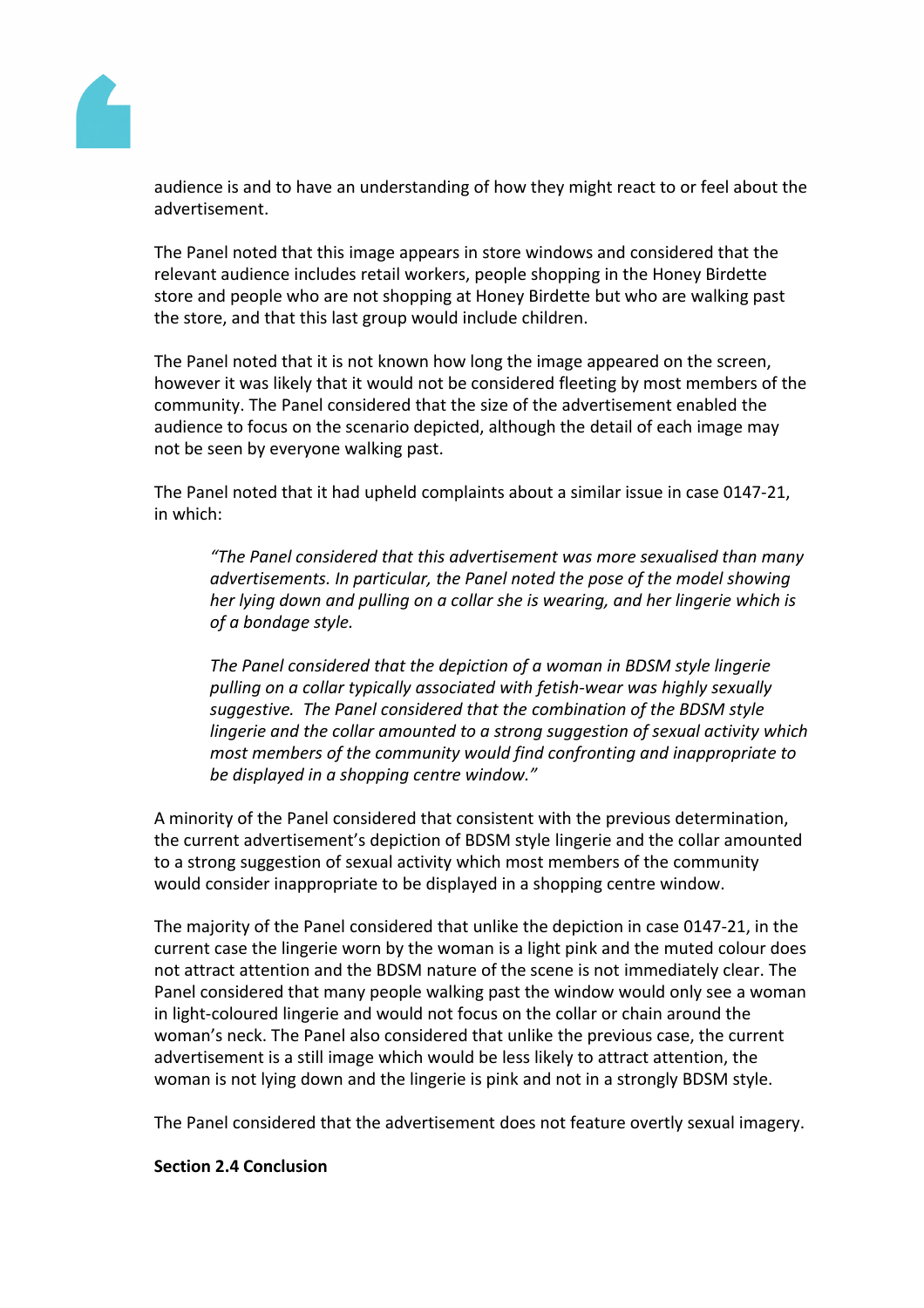audience is and to have an understanding of how they might react to or feel about the advertisement.

The Panel noted that this image appears in store windows and considered that the relevant audience includes retail workers, people shopping in the Honey Birdette store and people who are not shopping at Honey Birdette but who are walking past the store, and that this last group would include children.

The Panel noted that it is not known how long the image appeared on the screen, however it was likely that it would not be considered fleeting by most members of the community. The Panel considered that the size of the advertisement enabled the audience to focus on the scenario depicted, although the detail of each image may not be seen by everyone walking past.

The Panel noted that it had upheld complaints about a similar issue in case 0147-21, in which:

> *"The Panel considered that this advertisement was more sexualised than many advertisements. In particular, the Panel noted the pose of the model showing her lying down and pulling on a collar she is wearing, and her lingerie which is of a bondage style.*
>
> *The Panel considered that the depiction of a woman in BDSM style lingerie pulling on a collar typically associated with fetish-wear was highly sexually suggestive. The Panel considered that the combination of the BDSM style lingerie and the collar amounted to a strong suggestion of sexual activity which most members of the community would find confronting and inappropriate to be displayed in a shopping centre window."*

A minority of the Panel considered that consistent with the previous determination, the current advertisement's depiction of BDSM style lingerie and the collar amounted to a strong suggestion of sexual activity which most members of the community would consider inappropriate to be displayed in a shopping centre window.

The majority of the Panel considered that unlike the depiction in case 0147-21, in the current case the lingerie worn by the woman is a light pink and the muted colour does not attract attention and the BDSM nature of the scene is not immediately clear. The Panel considered that many people walking past the window would only see a woman in light-coloured lingerie and would not focus on the collar or chain around the woman's neck. The Panel also considered that unlike the previous case, the current advertisement is a still image which would be less likely to attract attention, the woman is not lying down and the lingerie is pink and not in a strongly BDSM style.

The Panel considered that the advertisement does not feature overtly sexual imagery.

**Section 2.4 Conclusion**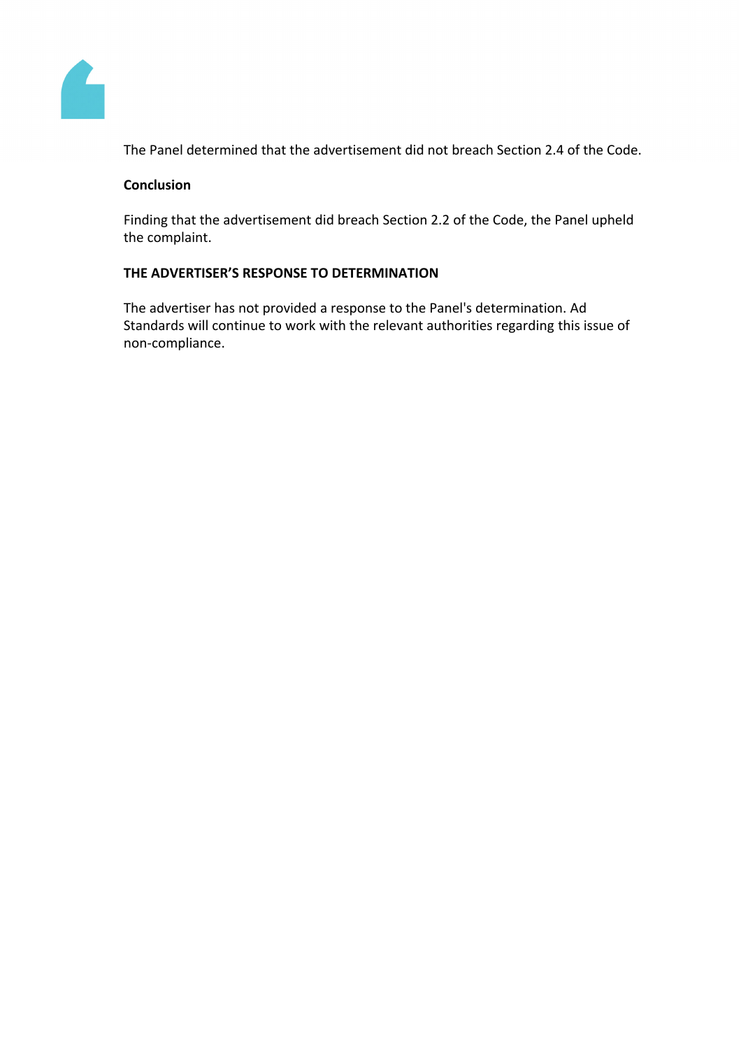The Panel determined that the advertisement did not breach Section 2.4 of the Code.

**Conclusion**

Finding that the advertisement did breach Section 2.2 of the Code, the Panel upheld the complaint.

**THE ADVERTISER'S RESPONSE TO DETERMINATION**

The advertiser has not provided a response to the Panel's determination. Ad Standards will continue to work with the relevant authorities regarding this issue of non-compliance.